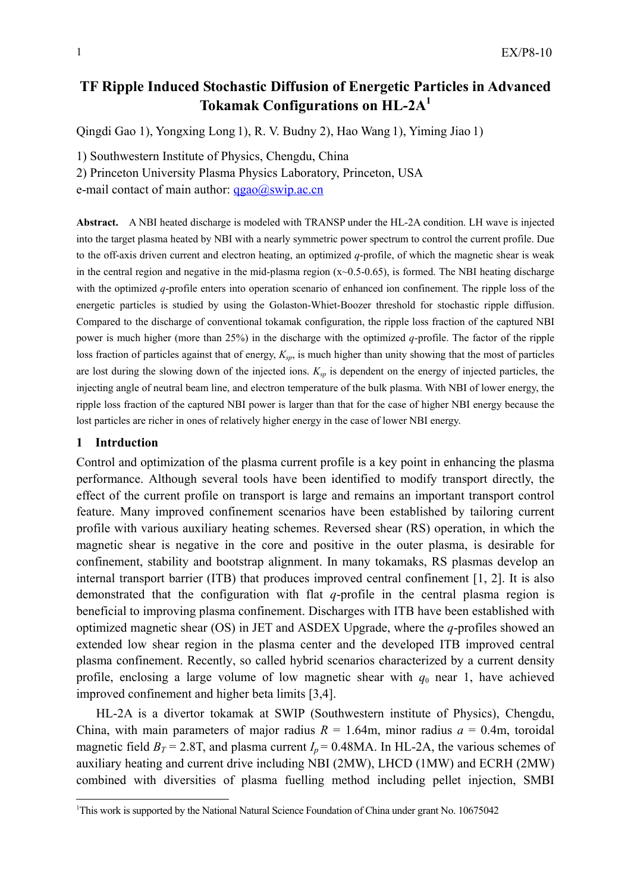# TF Ripple Induced Stochastic Diffusion of Energetic Particles in Advanced Tokamak Configurations on HL-2A[1]

Qingdi Gao 1), Yongxing Long 1), R. V. Budny 2), Hao Wang 1), Yiming Jiao 1)

1) Southwestern Institute of Physics, Chengdu, China

2) Princeton University Plasma Physics Laboratory, Princeton, USA

e-mail contact of main author: qgao@swip.ac.cn

**Abstract.** A NBI heated discharge is modeled with TRANSP under the HL-2A condition. LH wave is injected into the target plasma heated by NBI with a nearly symmetric power spectrum to control the current profile. Due to the off-axis driven current and electron heating, an optimized *q*-profile, of which the magnetic shear is weak in the central region and negative in the mid-plasma region (x~0.5-0.65), is formed. The NBI heating discharge with the optimized *q*-profile enters into operation scenario of enhanced ion confinement. The ripple loss of the energetic particles is studied by using the Golaston-Whiet-Boozer threshold for stochastic ripple diffusion. Compared to the discharge of conventional tokamak configuration, the ripple loss fraction of the captured NBI power is much higher (more than 25%) in the discharge with the optimized *q*-profile. The factor of the ripple loss fraction of particles against that of energy, $K_{sp}$, is much higher than unity showing that the most of particles are lost during the slowing down of the injected ions. $K_{sp}$ is dependent on the energy of injected particles, the injecting angle of neutral beam line, and electron temperature of the bulk plasma. With NBI of lower energy, the ripple loss fraction of the captured NBI power is larger than that for the case of higher NBI energy because the lost particles are richer in ones of relatively higher energy in the case of lower NBI energy.

## 1 Intrduction

Control and optimization of the plasma current profile is a key point in enhancing the plasma performance. Although several tools have been identified to modify transport directly, the effect of the current profile on transport is large and remains an important transport control feature. Many improved confinement scenarios have been established by tailoring current profile with various auxiliary heating schemes. Reversed shear (RS) operation, in which the magnetic shear is negative in the core and positive in the outer plasma, is desirable for confinement, stability and bootstrap alignment. In many tokamaks, RS plasmas develop an internal transport barrier (ITB) that produces improved central confinement [1, 2]. It is also demonstrated that the configuration with flat *q*-profile in the central plasma region is beneficial to improving plasma confinement. Discharges with ITB have been established with optimized magnetic shear (OS) in JET and ASDEX Upgrade, where the *q*-profiles showed an extended low shear region in the plasma center and the developed ITB improved central plasma confinement. Recently, so called hybrid scenarios characterized by a current density profile, enclosing a large volume of low magnetic shear with $q_0$ near 1, have achieved improved confinement and higher beta limits [3,4].

HL-2A is a divertor tokamak at SWIP (Southwestern institute of Physics), Chengdu, China, with main parameters of major radius $R$ = 1.64m, minor radius $a$ = 0.4m, toroidal magnetic field $B_T$ = 2.8T, and plasma current $I_p$ = 0.48MA. In HL-2A, the various schemes of auxiliary heating and current drive including NBI (2MW), LHCD (1MW) and ECRH (2MW) combined with diversities of plasma fuelling method including pellet injection, SMBI

[1]This work is supported by the National Natural Science Foundation of China under grant No. 10675042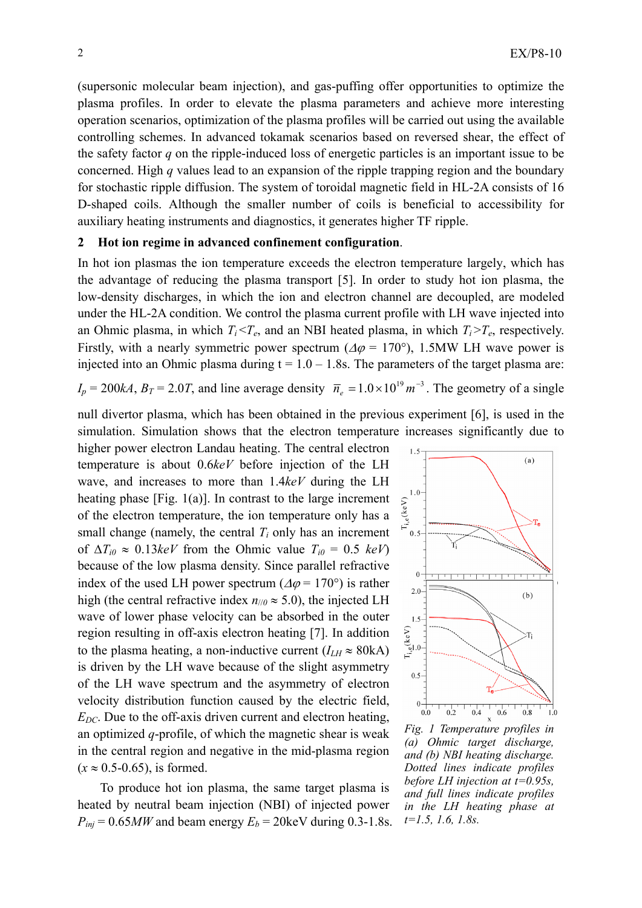(supersonic molecular beam injection), and gas-puffing offer opportunities to optimize the plasma profiles. In order to elevate the plasma parameters and achieve more interesting operation scenarios, optimization of the plasma profiles will be carried out using the available controlling schemes. In advanced tokamak scenarios based on reversed shear, the effect of the safety factor $q$ on the ripple-induced loss of energetic particles is an important issue to be concerned. High $q$ values lead to an expansion of the ripple trapping region and the boundary for stochastic ripple diffusion. The system of toroidal magnetic field in HL-2A consists of 16 D-shaped coils. Although the smaller number of coils is beneficial to accessibility for auxiliary heating instruments and diagnostics, it generates higher TF ripple.

## 2 Hot ion regime in advanced confinement configuration.

In hot ion plasmas the ion temperature exceeds the electron temperature largely, which has the advantage of reducing the plasma transport [5]. In order to study hot ion plasma, the low-density discharges, in which the ion and electron channel are decoupled, are modeled under the HL-2A condition. We control the plasma current profile with LH wave injected into an Ohmic plasma, in which $T_i < T_e$, and an NBI heated plasma, in which $T_i > T_e$, respectively. Firstly, with a nearly symmetric power spectrum ($\Delta\varphi$ = 170°), 1.5MW LH wave power is injected into an Ohmic plasma during t = 1.0 – 1.8s. The parameters of the target plasma are: $I_p$ = 200$kA$, $B_T$ = 2.0$T$, and line average density $\bar{n}_e = 1.0\times10^{19}\,m^{-3}$. The geometry of a single null divertor plasma, which has been obtained in the previous experiment [6], is used in the simulation. Simulation shows that the electron temperature increases significantly due to higher power electron Landau heating. The central electron temperature is about 0.6$keV$ before injection of the LH wave, and increases to more than 1.4$keV$ during the LH heating phase [Fig. 1(a)]. In contrast to the large increment of the electron temperature, the ion temperature only has a small change (namely, the central $T_i$ only has an increment of $\Delta T_{i0} \approx 0.13keV$ from the Ohmic value $T_{i0}$ = 0.5 $keV$) because of the low plasma density. Since parallel refractive index of the used LH power spectrum ($\Delta\varphi$ = 170°) is rather high (the central refractive index $n_{//0} \approx 5.0$), the injected LH wave of lower phase velocity can be absorbed in the outer region resulting in off-axis electron heating [7]. In addition to the plasma heating, a non-inductive current ($I_{LH} \approx$ 80kA) is driven by the LH wave because of the slight asymmetry of the LH wave spectrum and the asymmetry of electron velocity distribution function caused by the electric field, $E_{DC}$. Due to the off-axis driven current and electron heating, an optimized $q$-profile, of which the magnetic shear is weak in the central region and negative in the mid-plasma region ($x \approx$ 0.5-0.65), is formed.

*Fig. 1 Temperature profiles in (a) Ohmic target discharge, and (b) NBI heating discharge. Dotted lines indicate profiles before LH injection at t=0.95s, and full lines indicate profiles in the LH heating phase at t=1.5, 1.6, 1.8s.*

To produce hot ion plasma, the same target plasma is heated by neutral beam injection (NBI) of injected power $P_{inj}$ = 0.65$MW$ and beam energy $E_b$ = 20keV during 0.3-1.8s.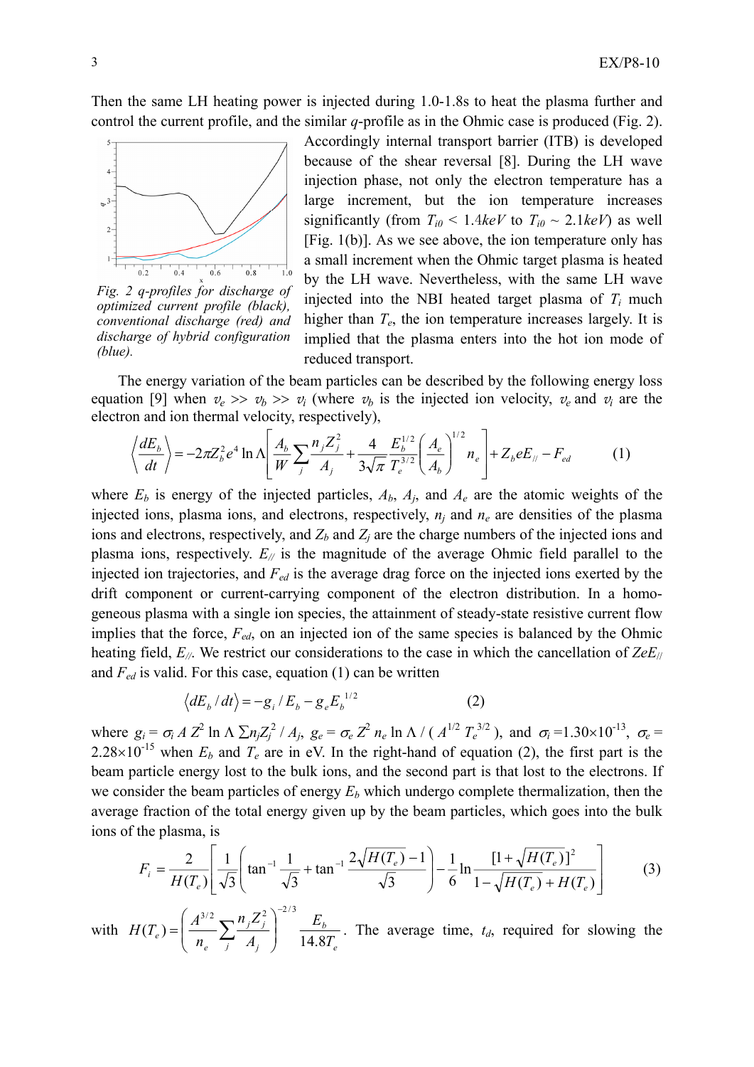Then the same LH heating power is injected during 1.0-1.8s to heat the plasma further and control the current profile, and the similar $q$-profile as in the Ohmic case is produced (Fig. 2). Accordingly internal transport barrier (ITB) is developed because of the shear reversal [8]. During the LH wave injection phase, not only the electron temperature has a large increment, but the ion temperature increases significantly (from $T_{i0} < 1.4keV$ to $T_{i0} \sim 2.1keV$) as well [Fig. 1(b)]. As we see above, the ion temperature only has a small increment when the Ohmic target plasma is heated by the LH wave. Nevertheless, with the same LH wave injected into the NBI heated target plasma of $T_i$ much higher than $T_e$, the ion temperature increases largely. It is implied that the plasma enters into the hot ion mode of reduced transport.

*Fig. 2 q-profiles for discharge of optimized current profile (black), conventional discharge (red) and discharge of hybrid configuration (blue).*

The energy variation of the beam particles can be described by the following energy loss equation [9] when $v_e >> v_b >> v_i$ (where $v_b$ is the injected ion velocity, $v_e$ and $v_i$ are the electron and ion thermal velocity, respectively),

$$\left\langle \frac{dE_b}{dt} \right\rangle = -2\pi Z_b^2 e^4 \ln\Lambda \left[ \frac{A_b}{W} \sum_j \frac{n_j Z_j^2}{A_j} + \frac{4}{3\sqrt{\pi}} \frac{E_b^{1/2}}{T_e^{3/2}} \left( \frac{A_e}{A_b} \right)^{1/2} n_e \right] + Z_b e E_{//} - F_{ed} \qquad (1)$$

where $E_b$ is energy of the injected particles, $A_b$, $A_j$, and $A_e$ are the atomic weights of the injected ions, plasma ions, and electrons, respectively, $n_j$ and $n_e$ are densities of the plasma ions and electrons, respectively, and $Z_b$ and $Z_j$ are the charge numbers of the injected ions and plasma ions, respectively. $E_{//}$ is the magnitude of the average Ohmic field parallel to the injected ion trajectories, and $F_{ed}$ is the average drag force on the injected ions exerted by the drift component or current-carrying component of the electron distribution. In a homogeneous plasma with a single ion species, the attainment of steady-state resistive current flow implies that the force, $F_{ed}$, on an injected ion of the same species is balanced by the Ohmic heating field, $E_{//}$. We restrict our considerations to the case in which the cancellation of $ZeE_{//}$ and $F_{ed}$ is valid. For this case, equation (1) can be written

$$\langle dE_b / dt \rangle = -g_i / E_b - g_e E_b^{1/2} \qquad (2)$$

where $g_i = \sigma_i A Z^2 \ln\Lambda \sum n_j Z_j^2 / A_j$, $g_e = \sigma_e Z^2 n_e \ln\Lambda / (A^{1/2} T_e^{3/2})$, and $\sigma_i = 1.30\times10^{-13}$, $\sigma_e = 2.28\times10^{-15}$ when $E_b$ and $T_e$ are in eV. In the right-hand of equation (2), the first part is the beam particle energy lost to the bulk ions, and the second part is that lost to the electrons. If we consider the beam particles of energy $E_b$ which undergo complete thermalization, then the average fraction of the total energy given up by the beam particles, which goes into the bulk ions of the plasma, is

$$F_i = \frac{2}{H(T_e)} \left[ \frac{1}{\sqrt{3}} \left( \tan^{-1}\frac{1}{\sqrt{3}} + \tan^{-1}\frac{2\sqrt{H(T_e)} - 1}{\sqrt{3}} \right) - \frac{1}{6} \ln \frac{[1+\sqrt{H(T_e)}]^2}{1 - \sqrt{H(T_e)} + H(T_e)} \right] \qquad (3)$$

with $H(T_e) = \left( \frac{A^{3/2}}{n_e} \sum_j \frac{n_j Z_j^2}{A_j} \right)^{-2/3} \frac{E_b}{14.8 T_e}$. The average time, $t_d$, required for slowing the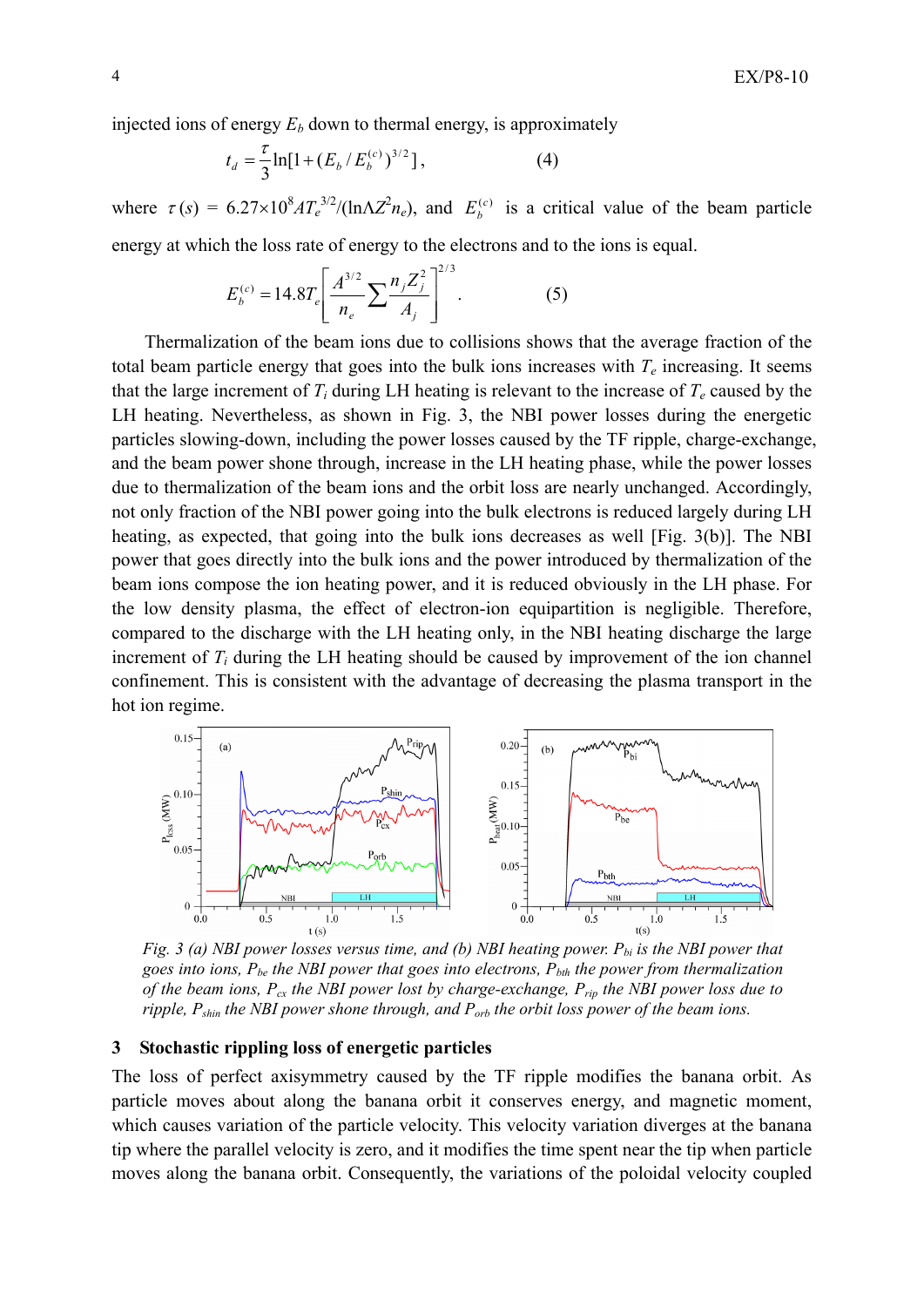injected ions of energy $E_b$ down to thermal energy, is approximately

$$t_d = \frac{\tau}{3}\ln[1+(E_b / E_b^{(c)})^{3/2}], \qquad (4)$$

where $\tau(s)$ = $6.27\times10^8 A T_e^{3/2}/(\ln\Lambda Z^2 n_e)$, and $E_b^{(c)}$ is a critical value of the beam particle energy at which the loss rate of energy to the electrons and to the ions is equal.

$$E_b^{(c)} = 14.8 T_e \left[\frac{A^{3/2}}{n_e}\sum\frac{n_j Z_j^2}{A_j}\right]^{2/3}. \qquad (5)$$

Thermalization of the beam ions due to collisions shows that the average fraction of the total beam particle energy that goes into the bulk ions increases with $T_e$ increasing. It seems that the large increment of $T_i$ during LH heating is relevant to the increase of $T_e$ caused by the LH heating. Nevertheless, as shown in Fig. 3, the NBI power losses during the energetic particles slowing-down, including the power losses caused by the TF ripple, charge-exchange, and the beam power shone through, increase in the LH heating phase, while the power losses due to thermalization of the beam ions and the orbit loss are nearly unchanged. Accordingly, not only fraction of the NBI power going into the bulk electrons is reduced largely during LH heating, as expected, that going into the bulk ions decreases as well [Fig. 3(b)]. The NBI power that goes directly into the bulk ions and the power introduced by thermalization of the beam ions compose the ion heating power, and it is reduced obviously in the LH phase. For the low density plasma, the effect of electron-ion equipartition is negligible. Therefore, compared to the discharge with the LH heating only, in the NBI heating discharge the large increment of $T_i$ during the LH heating should be caused by improvement of the ion channel confinement. This is consistent with the advantage of decreasing the plasma transport in the hot ion regime.

*Fig. 3 (a) NBI power losses versus time, and (b) NBI heating power. $P_{bi}$ is the NBI power that goes into ions, $P_{be}$ the NBI power that goes into electrons, $P_{bth}$ the power from thermalization of the beam ions, $P_{cx}$ the NBI power lost by charge-exchange, $P_{rip}$ the NBI power loss due to ripple, $P_{shin}$ the NBI power shone through, and $P_{orb}$ the orbit loss power of the beam ions.*

## 3 Stochastic rippling loss of energetic particles

The loss of perfect axisymmetry caused by the TF ripple modifies the banana orbit. As particle moves about along the banana orbit it conserves energy, and magnetic moment, which causes variation of the particle velocity. This velocity variation diverges at the banana tip where the parallel velocity is zero, and it modifies the time spent near the tip when particle moves along the banana orbit. Consequently, the variations of the poloidal velocity coupled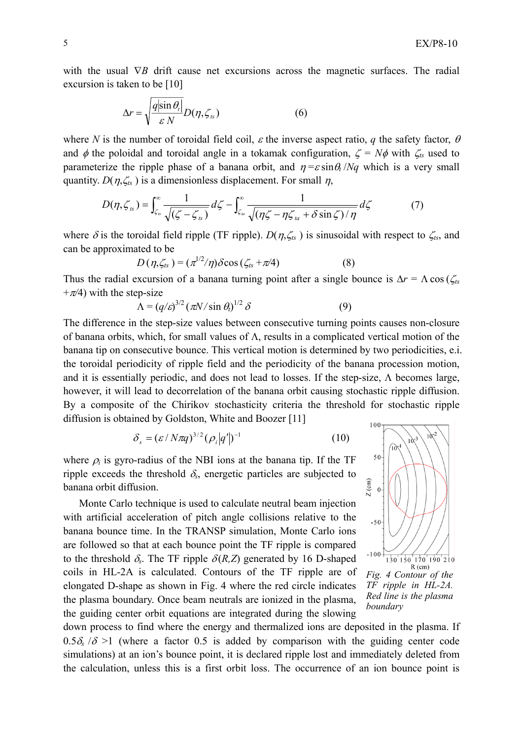with the usual $\nabla B$ drift cause net excursions across the magnetic surfaces. The radial excursion is taken to be [10]

$$\Delta r = \sqrt{\frac{q|\sin\theta_t|}{\varepsilon N}} D(\eta, \zeta_{ts}) \qquad (6)$$

where $N$ is the number of toroidal field coil, $\varepsilon$ the inverse aspect ratio, $q$ the safety factor, $\theta$ and $\phi$ the poloidal and toroidal angle in a tokamak configuration, $\zeta = N\phi$ with $\zeta_{ts}$ used to parameterize the ripple phase of a banana orbit, and $\eta = \varepsilon \sin\theta_t / Nq$ which is a very small quantity. $D(\eta,\zeta_{ts})$ is a dimensionless displacement. For small $\eta$,

$$D(\eta,\zeta_{ts}) = \int_{\zeta_{ts}}^{\infty} \frac{1}{\sqrt{(\zeta - \zeta_{ts})}} d\zeta - \int_{\zeta_{ta}}^{\infty} \frac{1}{\sqrt{(\eta\zeta - \eta\zeta_{ta} + \delta \sin\zeta)/\eta}} d\zeta \qquad (7)$$

where $\delta$ is the toroidal field ripple (TF ripple). $D(\eta,\zeta_{ts})$ is sinusoidal with respect to $\zeta_{ts}$, and can be approximated to be

$$D(\eta,\zeta_{ts}) = (\pi^{1/2}/\eta)\delta\cos(\zeta_{ts} + \pi/4) \qquad (8)$$

Thus the radial excursion of a banana turning point after a single bounce is $\Delta r = \Lambda \cos(\zeta_{ts} + \pi/4)$ with the step-size

$$\Lambda = (q/\varepsilon)^{3/2} (\pi N / \sin\theta_t)^{1/2} \delta \qquad (9)$$

The difference in the step-size values between consecutive turning points causes non-closure of banana orbits, which, for small values of $\Lambda$, results in a complicated vertical motion of the banana tip on consecutive bounce. This vertical motion is determined by two periodicities, e.i. the toroidal periodicity of ripple field and the periodicity of the banana procession motion, and it is essentially periodic, and does not lead to losses. If the step-size, $\Lambda$ becomes large, however, it will lead to decorrelation of the banana orbit causing stochastic ripple diffusion. By a composite of the Chirikov stochasticity criteria the threshold for stochastic ripple diffusion is obtained by Goldston, White and Boozer [11]

$$\delta_s = (\varepsilon / N\pi q)^{3/2} (\rho_i |q'|)^{-1} \qquad (10)$$

where $\rho_i$ is gyro-radius of the NBI ions at the banana tip. If the TF ripple exceeds the threshold $\delta_s$, energetic particles are subjected to banana orbit diffusion.

Monte Carlo technique is used to calculate neutral beam injection with artificial acceleration of pitch angle collisions relative to the banana bounce time. In the TRANSP simulation, Monte Carlo ions are followed so that at each bounce point the TF ripple is compared to the threshold $\delta_s$. The TF ripple $\delta(R,Z)$ generated by 16 D-shaped coils in HL-2A is calculated. Contours of the TF ripple are of elongated D-shape as shown in Fig. 4 where the red circle indicates the plasma boundary. Once beam neutrals are ionized in the plasma, the guiding center orbit equations are integrated during the slowing down process to find where the energy and thermalized ions are deposited in the plasma. If $0.5\delta_s/\delta > 1$ (where a factor 0.5 is added by comparison with the guiding center code simulations) at an ion's bounce point, it is declared ripple lost and immediately deleted from the calculation, unless this is a first orbit loss. The occurrence of an ion bounce point is

*Fig. 4 Contour of the TF ripple in HL-2A. Red line is the plasma boundary*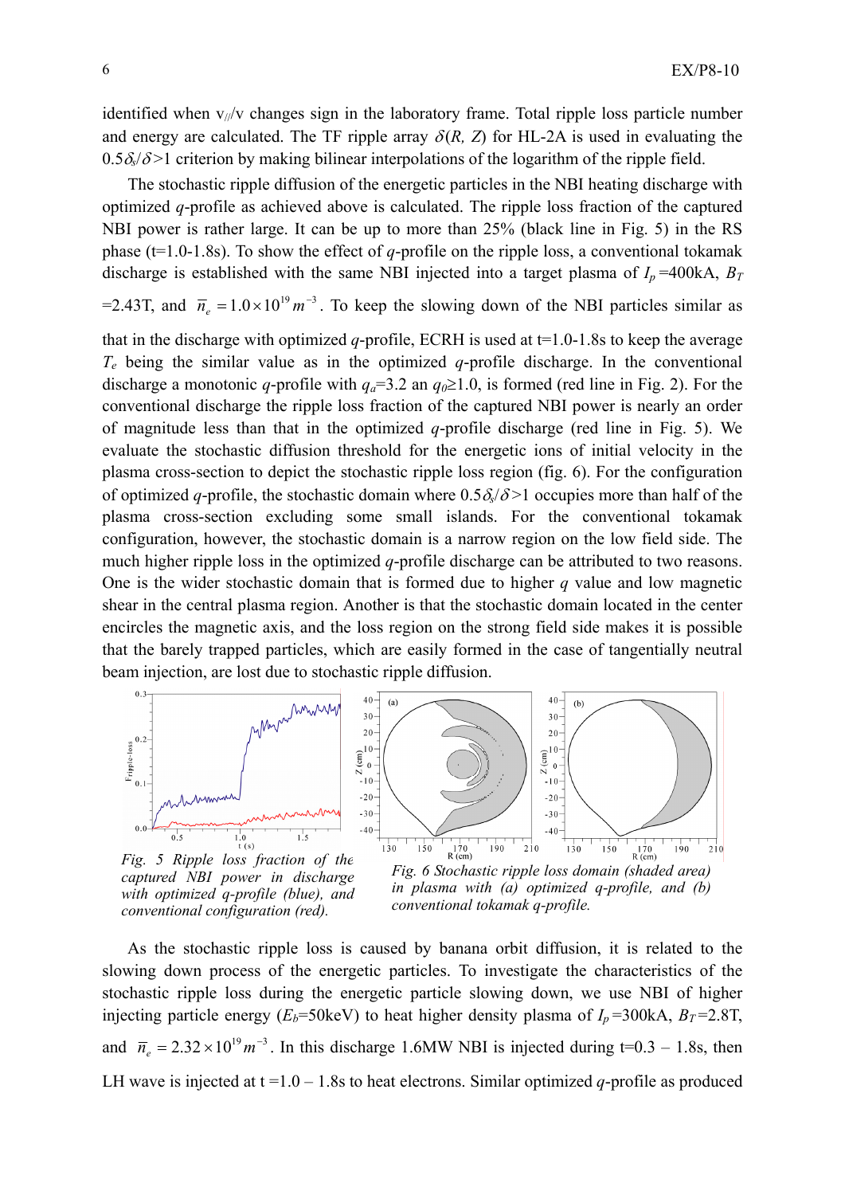identified when $v_{//}/v$ changes sign in the laboratory frame. Total ripple loss particle number and energy are calculated. The TF ripple array $\delta(R, Z)$ for HL-2A is used in evaluating the $0.5\delta_s/\delta>1$ criterion by making bilinear interpolations of the logarithm of the ripple field.

The stochastic ripple diffusion of the energetic particles in the NBI heating discharge with optimized *q*-profile as achieved above is calculated. The ripple loss fraction of the captured NBI power is rather large. It can be up to more than 25% (black line in Fig. 5) in the RS phase (t=1.0-1.8s). To show the effect of *q*-profile on the ripple loss, a conventional tokamak discharge is established with the same NBI injected into a target plasma of $I_p$=400kA, $B_T$=2.43T, and $\bar{n}_e = 1.0\times10^{19}\,m^{-3}$. To keep the slowing down of the NBI particles similar as that in the discharge with optimized *q*-profile, ECRH is used at t=1.0-1.8s to keep the average $T_e$ being the similar value as in the optimized *q*-profile discharge. In the conventional discharge a monotonic *q*-profile with $q_a$=3.2 an $q_0\geq1.0$, is formed (red line in Fig. 2). For the conventional discharge the ripple loss fraction of the captured NBI power is nearly an order of magnitude less than that in the optimized *q*-profile discharge (red line in Fig. 5). We evaluate the stochastic diffusion threshold for the energetic ions of initial velocity in the plasma cross-section to depict the stochastic ripple loss region (fig. 6). For the configuration of optimized *q*-profile, the stochastic domain where $0.5\delta_s/\delta>1$ occupies more than half of the plasma cross-section excluding some small islands. For the conventional tokamak configuration, however, the stochastic domain is a narrow region on the low field side. The much higher ripple loss in the optimized *q*-profile discharge can be attributed to two reasons. One is the wider stochastic domain that is formed due to higher *q* value and low magnetic shear in the central plasma region. Another is that the stochastic domain located in the center encircles the magnetic axis, and the loss region on the strong field side makes it possible that the barely trapped particles, which are easily formed in the case of tangentially neutral beam injection, are lost due to stochastic ripple diffusion.

*Fig. 5 Ripple loss fraction of the captured NBI power in discharge with optimized q-profile (blue), and conventional configuration (red).*

*Fig. 6 Stochastic ripple loss domain (shaded area) in plasma with (a) optimized q-profile, and (b) conventional tokamak q-profile.*

As the stochastic ripple loss is caused by banana orbit diffusion, it is related to the slowing down process of the energetic particles. To investigate the characteristics of the stochastic ripple loss during the energetic particle slowing down, we use NBI of higher injecting particle energy ($E_b$=50keV) to heat higher density plasma of $I_p$=300kA, $B_T$=2.8T, and $\bar{n}_e = 2.32\times10^{19}\,m^{-3}$. In this discharge 1.6MW NBI is injected during t=0.3 – 1.8s, then LH wave is injected at t =1.0 – 1.8s to heat electrons. Similar optimized *q*-profile as produced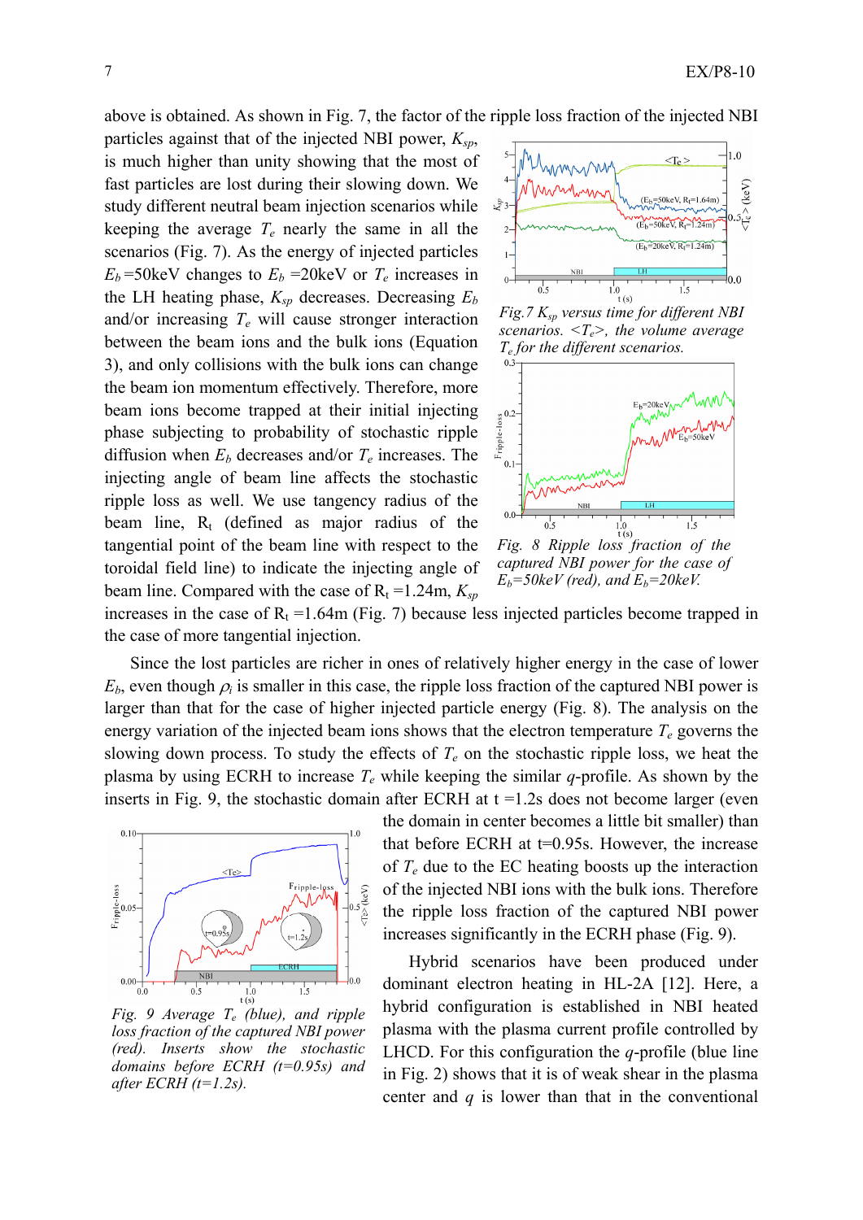above is obtained. As shown in Fig. 7, the factor of the ripple loss fraction of the injected NBI particles against that of the injected NBI power, $K_{sp}$, is much higher than unity showing that the most of fast particles are lost during their slowing down. We study different neutral beam injection scenarios while keeping the average $T_e$ nearly the same in all the scenarios (Fig. 7). As the energy of injected particles $E_b$ =50keV changes to $E_b$ =20keV or $T_e$ increases in the LH heating phase, $K_{sp}$ decreases. Decreasing $E_b$ and/or increasing $T_e$ will cause stronger interaction between the beam ions and the bulk ions (Equation 3), and only collisions with the bulk ions can change the beam ion momentum effectively. Therefore, more beam ions become trapped at their initial injecting phase subjecting to probability of stochastic ripple diffusion when $E_b$ decreases and/or $T_e$ increases. The injecting angle of beam line affects the stochastic ripple loss as well. We use tangency radius of the beam line, $R_t$ (defined as major radius of the tangential point of the beam line with respect to the toroidal field line) to indicate the injecting angle of beam line. Compared with the case of $R_t$ =1.24m, $K_{sp}$ increases in the case of $R_t$ =1.64m (Fig. 7) because less injected particles become trapped in the case of more tangential injection.

*Fig.7 $K_{sp}$ versus time for different NBI scenarios. $<T_e>$, the volume average $T_e$ for the different scenarios.*

*Fig. 8 Ripple loss fraction of the captured NBI power for the case of $E_b$=50keV (red), and $E_b$=20keV.*

Since the lost particles are richer in ones of relatively higher energy in the case of lower $E_b$, even though $\rho_i$ is smaller in this case, the ripple loss fraction of the captured NBI power is larger than that for the case of higher injected particle energy (Fig. 8). The analysis on the energy variation of the injected beam ions shows that the electron temperature $T_e$ governs the slowing down process. To study the effects of $T_e$ on the stochastic ripple loss, we heat the plasma by using ECRH to increase $T_e$ while keeping the similar $q$-profile. As shown by the inserts in Fig. 9, the stochastic domain after ECRH at t =1.2s does not become larger (even the domain in center becomes a little bit smaller) than that before ECRH at t=0.95s. However, the increase of $T_e$ due to the EC heating boosts up the interaction of the injected NBI ions with the bulk ions. Therefore the ripple loss fraction of the captured NBI power increases significantly in the ECRH phase (Fig. 9).

*Fig. 9 Average $T_e$ (blue), and ripple loss fraction of the captured NBI power (red). Inserts show the stochastic domains before ECRH (t=0.95s) and after ECRH (t=1.2s).*

Hybrid scenarios have been produced under dominant electron heating in HL-2A [12]. Here, a hybrid configuration is established in NBI heated plasma with the plasma current profile controlled by LHCD. For this configuration the $q$-profile (blue line in Fig. 2) shows that it is of weak shear in the plasma center and $q$ is lower than that in the conventional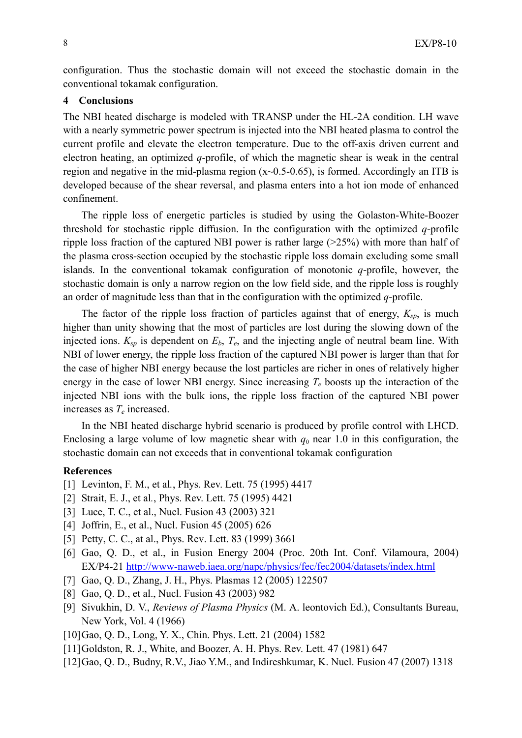configuration. Thus the stochastic domain will not exceed the stochastic domain in the conventional tokamak configuration.

## 4 Conclusions

The NBI heated discharge is modeled with TRANSP under the HL-2A condition. LH wave with a nearly symmetric power spectrum is injected into the NBI heated plasma to control the current profile and elevate the electron temperature. Due to the off-axis driven current and electron heating, an optimized *q*-profile, of which the magnetic shear is weak in the central region and negative in the mid-plasma region (x~0.5-0.65), is formed. Accordingly an ITB is developed because of the shear reversal, and plasma enters into a hot ion mode of enhanced confinement.

The ripple loss of energetic particles is studied by using the Golaston-White-Boozer threshold for stochastic ripple diffusion. In the configuration with the optimized *q*-profile ripple loss fraction of the captured NBI power is rather large (>25%) with more than half of the plasma cross-section occupied by the stochastic ripple loss domain excluding some small islands. In the conventional tokamak configuration of monotonic *q*-profile, however, the stochastic domain is only a narrow region on the low field side, and the ripple loss is roughly an order of magnitude less than that in the configuration with the optimized *q*-profile.

The factor of the ripple loss fraction of particles against that of energy, $K_{sp}$, is much higher than unity showing that the most of particles are lost during the slowing down of the injected ions. $K_{sp}$ is dependent on $E_b$, $T_e$, and the injecting angle of neutral beam line. With NBI of lower energy, the ripple loss fraction of the captured NBI power is larger than that for the case of higher NBI energy because the lost particles are richer in ones of relatively higher energy in the case of lower NBI energy. Since increasing $T_e$ boosts up the interaction of the injected NBI ions with the bulk ions, the ripple loss fraction of the captured NBI power increases as $T_e$ increased.

In the NBI heated discharge hybrid scenario is produced by profile control with LHCD. Enclosing a large volume of low magnetic shear with $q_0$ near 1.0 in this configuration, the stochastic domain can not exceeds that in conventional tokamak configuration

### References

[1] Levinton, F. M., et al., Phys. Rev. Lett. 75 (1995) 4417

[2] Strait, E. J., et al., Phys. Rev. Lett. 75 (1995) 4421

[3] Luce, T. C., et al., Nucl. Fusion 43 (2003) 321

[4] Joffrin, E., et al., Nucl. Fusion 45 (2005) 626

[5] Petty, C. C., at al., Phys. Rev. Lett. 83 (1999) 3661

[6] Gao, Q. D., et al., in Fusion Energy 2004 (Proc. 20th Int. Conf. Vilamoura, 2004) EX/P4-21 http://www-naweb.iaea.org/napc/physics/fec/fec2004/datasets/index.html

[7] Gao, Q. D., Zhang, J. H., Phys. Plasmas 12 (2005) 122507

[8] Gao, Q. D., et al., Nucl. Fusion 43 (2003) 982

[9] Sivukhin, D. V., *Reviews of Plasma Physics* (M. A. leontovich Ed.), Consultants Bureau, New York, Vol. 4 (1966)

[10] Gao, Q. D., Long, Y. X., Chin. Phys. Lett. 21 (2004) 1582

[11] Goldston, R. J., White, and Boozer, A. H. Phys. Rev. Lett. 47 (1981) 647

[12] Gao, Q. D., Budny, R.V., Jiao Y.M., and Indireshkumar, K. Nucl. Fusion 47 (2007) 1318